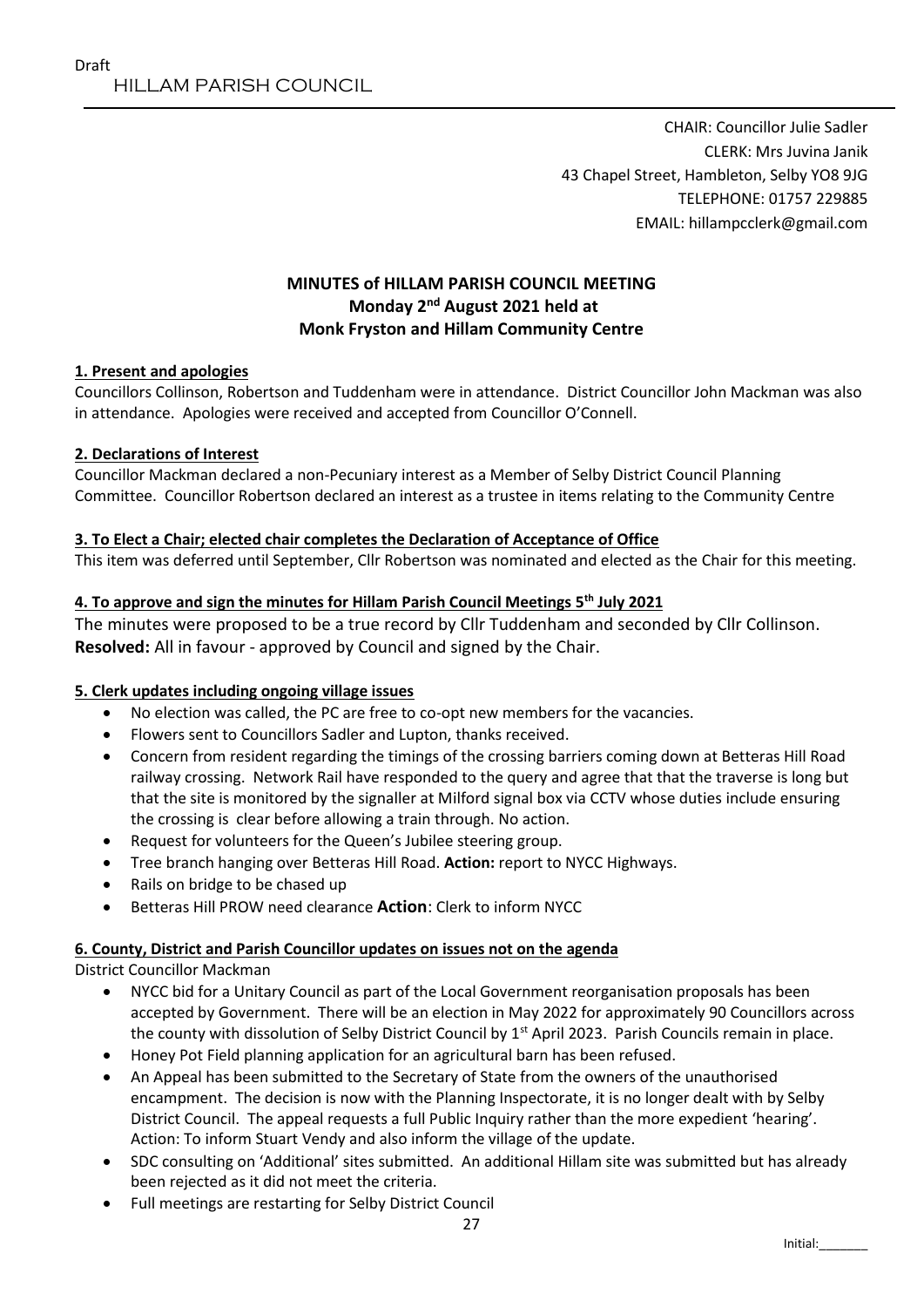Draft

# HILLAM PARISH COUNCIL

CHAIR: Councillor Julie Sadler
CLERK: Mrs Juvina Janik
43 Chapel Street, Hambleton, Selby YO8 9JG
TELEPHONE: 01757 229885
EMAIL: hillampcclerk@gmail.com

## MINUTES of HILLAM PARISH COUNCIL MEETING
## Monday 2nd August 2021 held at
## Monk Fryston and Hillam Community Centre

### 1. Present and apologies

Councillors Collinson, Robertson and Tuddenham were in attendance. District Councillor John Mackman was also in attendance. Apologies were received and accepted from Councillor O'Connell.

### 2. Declarations of Interest

Councillor Mackman declared a non-Pecuniary interest as a Member of Selby District Council Planning Committee. Councillor Robertson declared an interest as a trustee in items relating to the Community Centre

### 3. To Elect a Chair; elected chair completes the Declaration of Acceptance of Office

This item was deferred until September, Cllr Robertson was nominated and elected as the Chair for this meeting.

### 4. To approve and sign the minutes for Hillam Parish Council Meetings 5th July 2021

The minutes were proposed to be a true record by Cllr Tuddenham and seconded by Cllr Collinson.
**Resolved:** All in favour - approved by Council and signed by the Chair.

### 5. Clerk updates including ongoing village issues

- No election was called, the PC are free to co-opt new members for the vacancies.
- Flowers sent to Councillors Sadler and Lupton, thanks received.
- Concern from resident regarding the timings of the crossing barriers coming down at Betteras Hill Road railway crossing. Network Rail have responded to the query and agree that that the traverse is long but that the site is monitored by the signaller at Milford signal box via CCTV whose duties include ensuring the crossing is clear before allowing a train through. No action.
- Request for volunteers for the Queen's Jubilee steering group.
- Tree branch hanging over Betteras Hill Road. **Action:** report to NYCC Highways.
- Rails on bridge to be chased up
- Betteras Hill PROW need clearance **Action**: Clerk to inform NYCC

### 6. County, District and Parish Councillor updates on issues not on the agenda

District Councillor Mackman

- NYCC bid for a Unitary Council as part of the Local Government reorganisation proposals has been accepted by Government. There will be an election in May 2022 for approximately 90 Councillors across the county with dissolution of Selby District Council by 1st April 2023. Parish Councils remain in place.
- Honey Pot Field planning application for an agricultural barn has been refused.
- An Appeal has been submitted to the Secretary of State from the owners of the unauthorised encampment. The decision is now with the Planning Inspectorate, it is no longer dealt with by Selby District Council. The appeal requests a full Public Inquiry rather than the more expedient 'hearing'. Action: To inform Stuart Vendy and also inform the village of the update.
- SDC consulting on 'Additional' sites submitted. An additional Hillam site was submitted but has already been rejected as it did not meet the criteria.
- Full meetings are restarting for Selby District Council

Initial:_______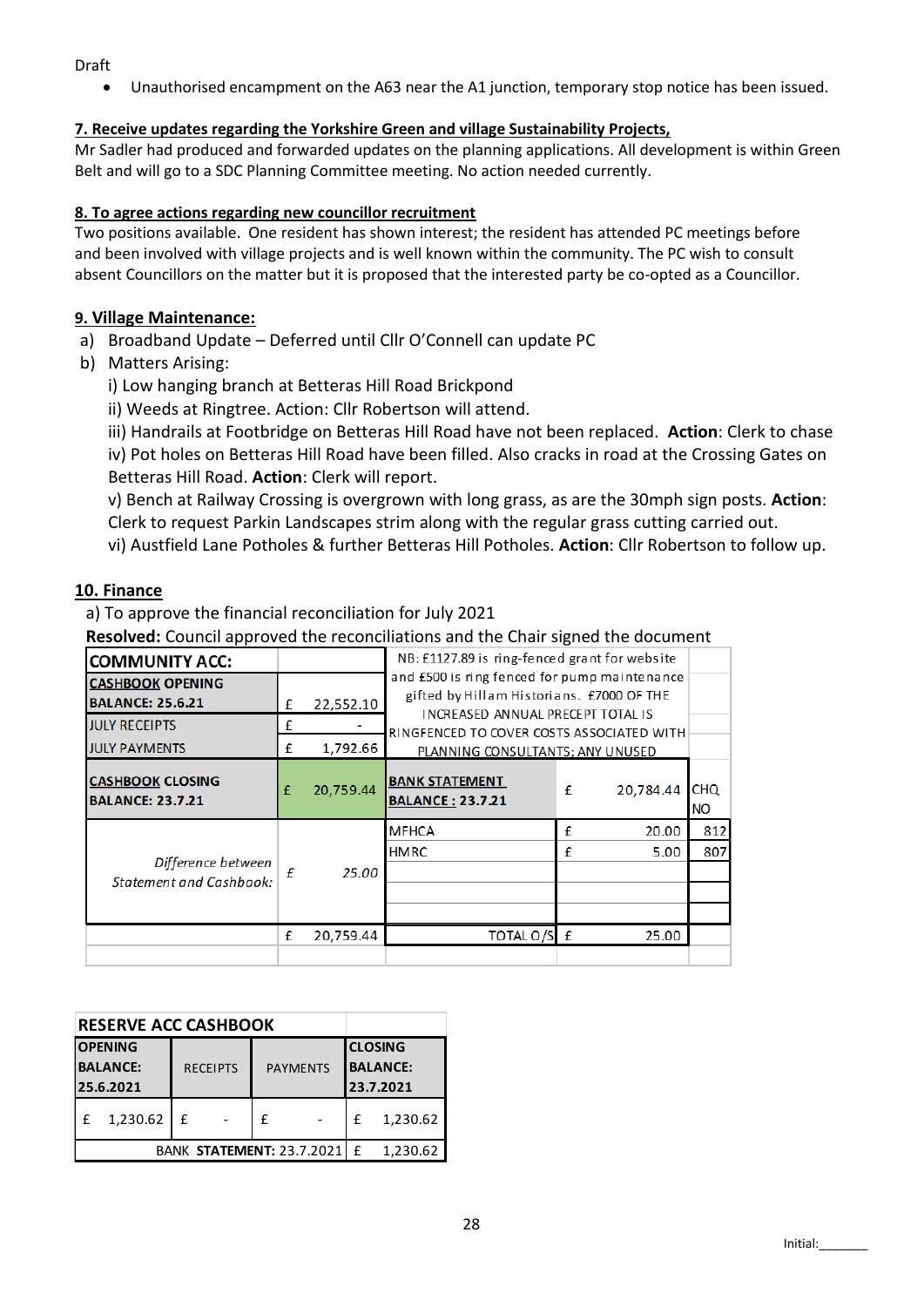Draft

- Unauthorised encampment on the A63 near the A1 junction, temporary stop notice has been issued.

**7. Receive updates regarding the Yorkshire Green and village Sustainability Projects,**

Mr Sadler had produced and forwarded updates on the planning applications. All development is within Green Belt and will go to a SDC Planning Committee meeting. No action needed currently.

**8. To agree actions regarding new councillor recruitment**

Two positions available. One resident has shown interest; the resident has attended PC meetings before and been involved with village projects and is well known within the community. The PC wish to consult absent Councillors on the matter but it is proposed that the interested party be co-opted as a Councillor.

**9. Village Maintenance:**

a) Broadband Update – Deferred until Cllr O'Connell can update PC

b) Matters Arising:

i) Low hanging branch at Betteras Hill Road Brickpond

ii) Weeds at Ringtree. Action: Cllr Robertson will attend.

iii) Handrails at Footbridge on Betteras Hill Road have not been replaced. **Action**: Clerk to chase

iv) Pot holes on Betteras Hill Road have been filled. Also cracks in road at the Crossing Gates on Betteras Hill Road. **Action**: Clerk will report.

v) Bench at Railway Crossing is overgrown with long grass, as are the 30mph sign posts. **Action**: Clerk to request Parkin Landscapes strim along with the regular grass cutting carried out.

vi) Austfield Lane Potholes & further Betteras Hill Potholes. **Action**: Cllr Robertson to follow up.

**10. Finance**

a) To approve the financial reconciliation for July 2021

**Resolved:** Council approved the reconciliations and the Chair signed the document

| COMMUNITY ACC: | | NB: £1127.89 is ring-fenced grant for website and £500 is ring fenced for pump maintenance gifted by Hillam Historians. £7000 OF THE INCREASED ANNUAL PRECEPT TOTAL IS RINGFENCED TO COVER COSTS ASSOCIATED WITH PLANNING CONSULTANTS; ANY UNUSED | | |
|---|---|---|---|---|
| **CASHBOOK OPENING BALANCE: 25.6.21** | £ 22,552.10 | | | |
| JULY RECEIPTS | £ - | | | |
| JULY PAYMENTS | £ 1,792.66 | | | |
| **CASHBOOK CLOSING BALANCE: 23.7.21** | £ 20,759.44 | **BANK STATEMENT BALANCE : 23.7.21** | £ 20,784.44 | CHQ NO |
| *Difference between Statement and Cashbook:* | *£ 25.00* | MFHCA | £ 20.00 | 812 |
| | | HMRC | £ 5.00 | 807 |
| | £ 20,759.44 | TOTAL O/S | £ 25.00 | |

| RESERVE ACC CASHBOOK | | | |
|---|---|---|---|
| **OPENING BALANCE: 25.6.2021** | RECEIPTS | PAYMENTS | **CLOSING BALANCE: 23.7.2021** |
| £ 1,230.62 | £ - | £ - | £ 1,230.62 |
| BANK **STATEMENT:** 23.7.2021 | | | £ 1,230.62 |

Initial:_______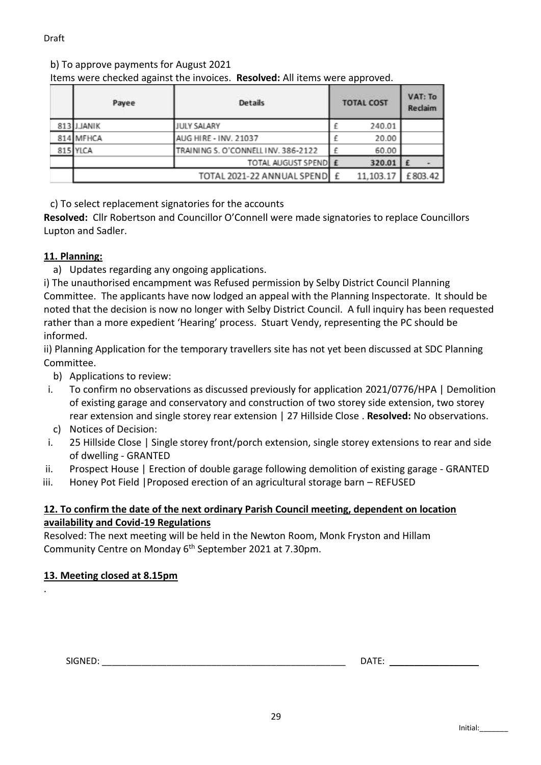Draft

b) To approve payments for August 2021

Items were checked against the invoices. **Resolved:** All items were approved.

| | Payee | Details | TOTAL COST | VAT: To Reclaim |
|---|---|---|---|---|
| 813 | J.JANIK | JULY SALARY | £ 240.01 | |
| 814 | MFHCA | AUG HIRE - INV. 21037 | £ 20.00 | |
| 815 | YLCA | TRAINING S. O'CONNELL INV. 386-2122 | £ 60.00 | |
| | | TOTAL AUGUST SPEND | £ 320.01 | £ - |
| | | TOTAL 2021-22 ANNUAL SPEND | £ 11,103.17 | £803.42 |

c) To select replacement signatories for the accounts

**Resolved:** Cllr Robertson and Councillor O'Connell were made signatories to replace Councillors Lupton and Sadler.

## 11. Planning:

a) Updates regarding any ongoing applications.

i) The unauthorised encampment was Refused permission by Selby District Council Planning Committee. The applicants have now lodged an appeal with the Planning Inspectorate. It should be noted that the decision is now no longer with Selby District Council. A full inquiry has been requested rather than a more expedient 'Hearing' process. Stuart Vendy, representing the PC should be informed.

ii) Planning Application for the temporary travellers site has not yet been discussed at SDC Planning Committee.

b) Applications to review:

i. To confirm no observations as discussed previously for application 2021/0776/HPA | Demolition of existing garage and conservatory and construction of two storey side extension, two storey rear extension and single storey rear extension | 27 Hillside Close . **Resolved:** No observations.

c) Notices of Decision:

i. 25 Hillside Close | Single storey front/porch extension, single storey extensions to rear and side of dwelling - GRANTED

ii. Prospect House | Erection of double garage following demolition of existing garage - GRANTED

iii. Honey Pot Field |Proposed erection of an agricultural storage barn – REFUSED

## 12. To confirm the date of the next ordinary Parish Council meeting, dependent on location availability and Covid-19 Regulations

Resolved: The next meeting will be held in the Newton Room, Monk Fryston and Hillam Community Centre on Monday 6th September 2021 at 7.30pm.

## 13. Meeting closed at 8.15pm

.

SIGNED: ________________________________________________ DATE: _________________

Initial:_______